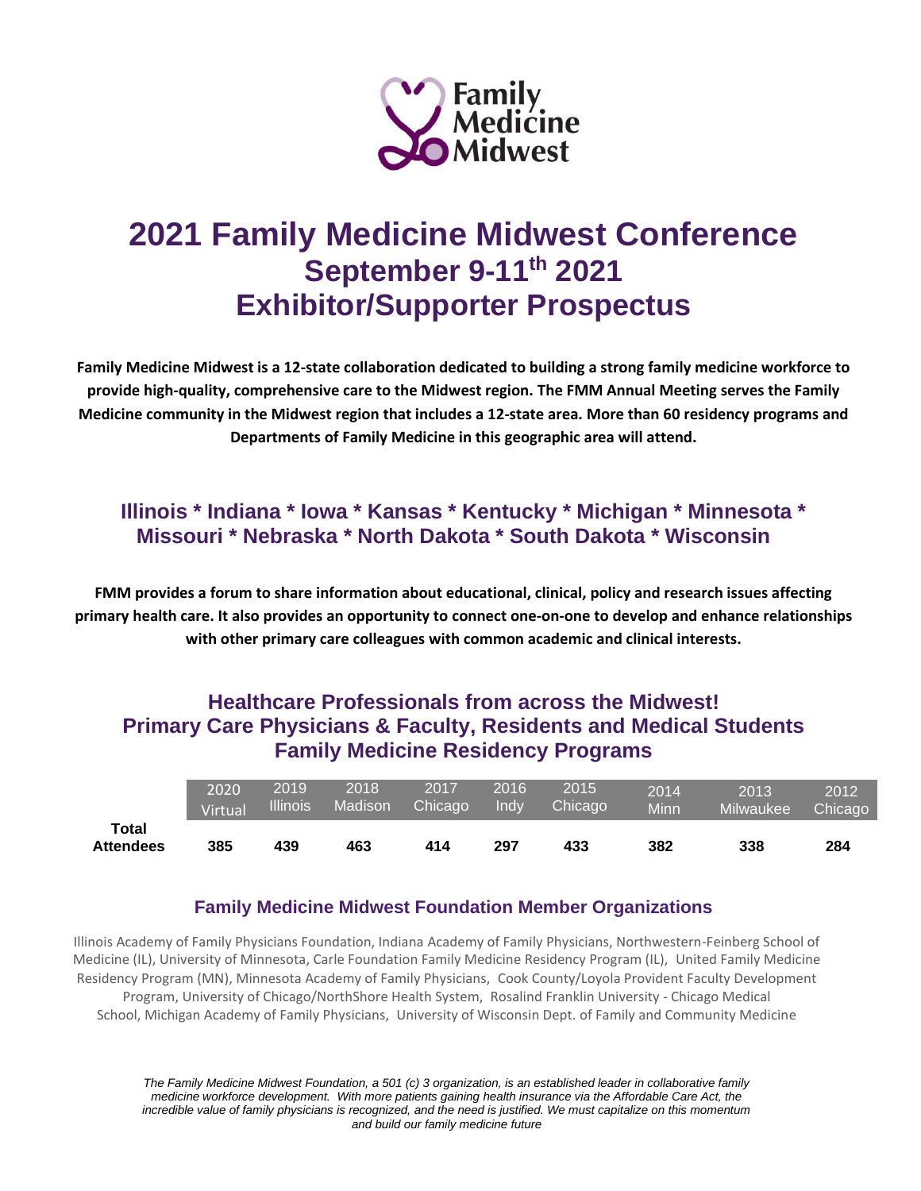Family Medicine Midwest

# 2021 Family Medicine Midwest Conference
## September 9-11th 2021
## Exhibitor/Supporter Prospectus

**Family Medicine Midwest is a 12-state collaboration dedicated to building a strong family medicine workforce to provide high-quality, comprehensive care to the Midwest region. The FMM Annual Meeting serves the Family Medicine community in the Midwest region that includes a 12-state area. More than 60 residency programs and Departments of Family Medicine in this geographic area will attend.**

### Illinois * Indiana * Iowa * Kansas * Kentucky * Michigan * Minnesota * Missouri * Nebraska * North Dakota * South Dakota * Wisconsin

**FMM provides a forum to share information about educational, clinical, policy and research issues affecting primary health care. It also provides an opportunity to connect one-on-one to develop and enhance relationships with other primary care colleagues with common academic and clinical interests.**

### Healthcare Professionals from across the Midwest!
### Primary Care Physicians & Faculty, Residents and Medical Students
### Family Medicine Residency Programs

| | 2020 Virtual | 2019 Illinois | 2018 Madison | 2017 Chicago | 2016 Indy | 2015 Chicago | 2014 Minn | 2013 Milwaukee | 2012 Chicago |
|---|---|---|---|---|---|---|---|---|---|
| **Total Attendees** | **385** | **439** | **463** | **414** | **297** | **433** | **382** | **338** | **284** |

### Family Medicine Midwest Foundation Member Organizations

Illinois Academy of Family Physicians Foundation, Indiana Academy of Family Physicians, Northwestern-Feinberg School of Medicine (IL), University of Minnesota, Carle Foundation Family Medicine Residency Program (IL), United Family Medicine Residency Program (MN), Minnesota Academy of Family Physicians, Cook County/Loyola Provident Faculty Development Program, University of Chicago/NorthShore Health System, Rosalind Franklin University - Chicago Medical School, Michigan Academy of Family Physicians, University of Wisconsin Dept. of Family and Community Medicine

*The Family Medicine Midwest Foundation, a 501 (c) 3 organization, is an established leader in collaborative family medicine workforce development. With more patients gaining health insurance via the Affordable Care Act, the incredible value of family physicians is recognized, and the need is justified. We must capitalize on this momentum and build our family medicine future*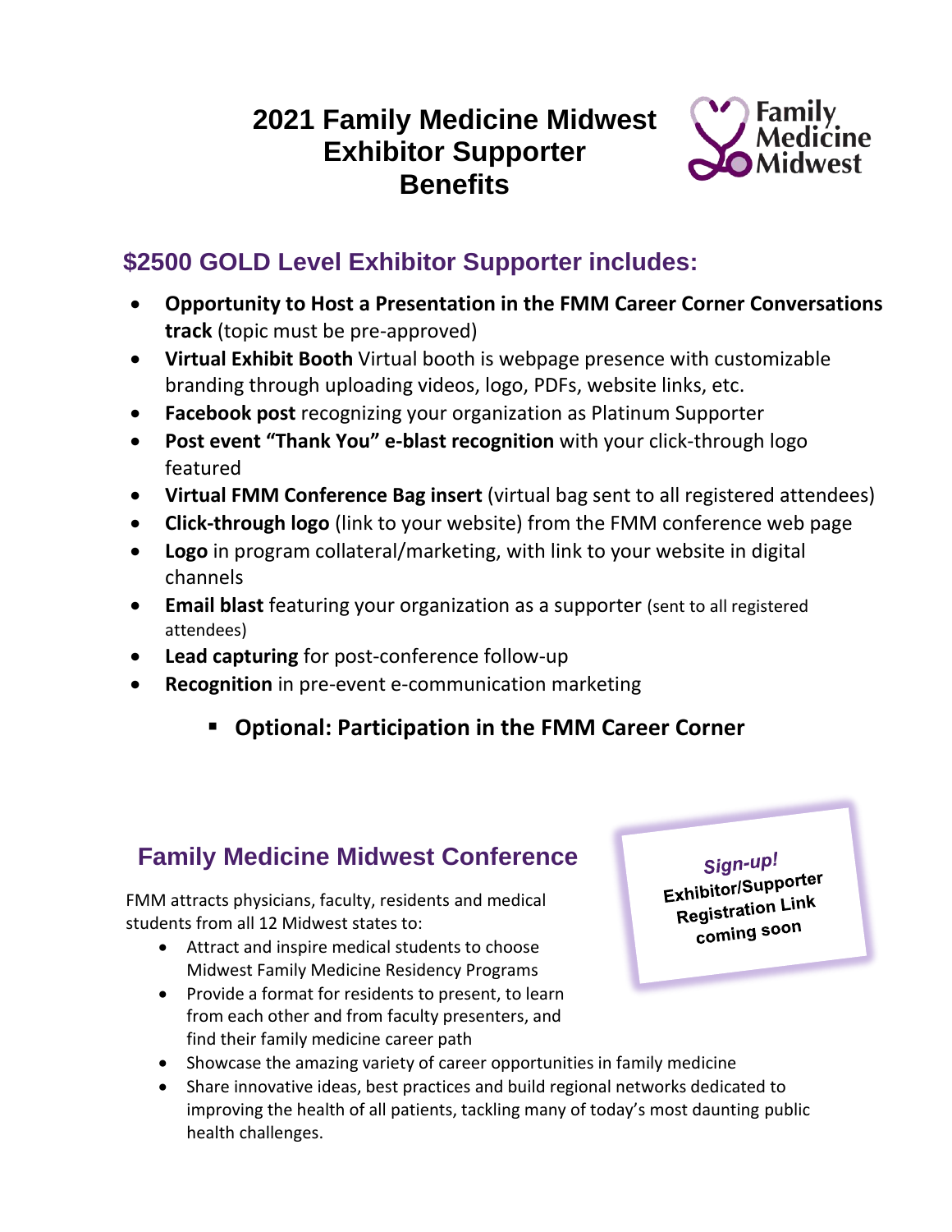# 2021 Family Medicine Midwest Exhibitor Supporter Benefits

Family Medicine Midwest

## $2500 GOLD Level Exhibitor Supporter includes:

- **Opportunity to Host a Presentation in the FMM Career Corner Conversations track** (topic must be pre-approved)
- **Virtual Exhibit Booth** Virtual booth is webpage presence with customizable branding through uploading videos, logo, PDFs, website links, etc.
- **Facebook post** recognizing your organization as Platinum Supporter
- **Post event "Thank You" e-blast recognition** with your click-through logo featured
- **Virtual FMM Conference Bag insert** (virtual bag sent to all registered attendees)
- **Click-through logo** (link to your website) from the FMM conference web page
- **Logo** in program collateral/marketing, with link to your website in digital channels
- **Email blast** featuring your organization as a supporter (sent to all registered attendees)
- **Lead capturing** for post-conference follow-up
- **Recognition** in pre-event e-communication marketing
    - **Optional: Participation in the FMM Career Corner**

## Family Medicine Midwest Conference

FMM attracts physicians, faculty, residents and medical students from all 12 Midwest states to:

- Attract and inspire medical students to choose Midwest Family Medicine Residency Programs
- Provide a format for residents to present, to learn from each other and from faculty presenters, and find their family medicine career path
- Showcase the amazing variety of career opportunities in family medicine
- Share innovative ideas, best practices and build regional networks dedicated to improving the health of all patients, tackling many of today's most daunting public health challenges.

***Sign-up!***
**Exhibitor/Supporter Registration Link coming soon**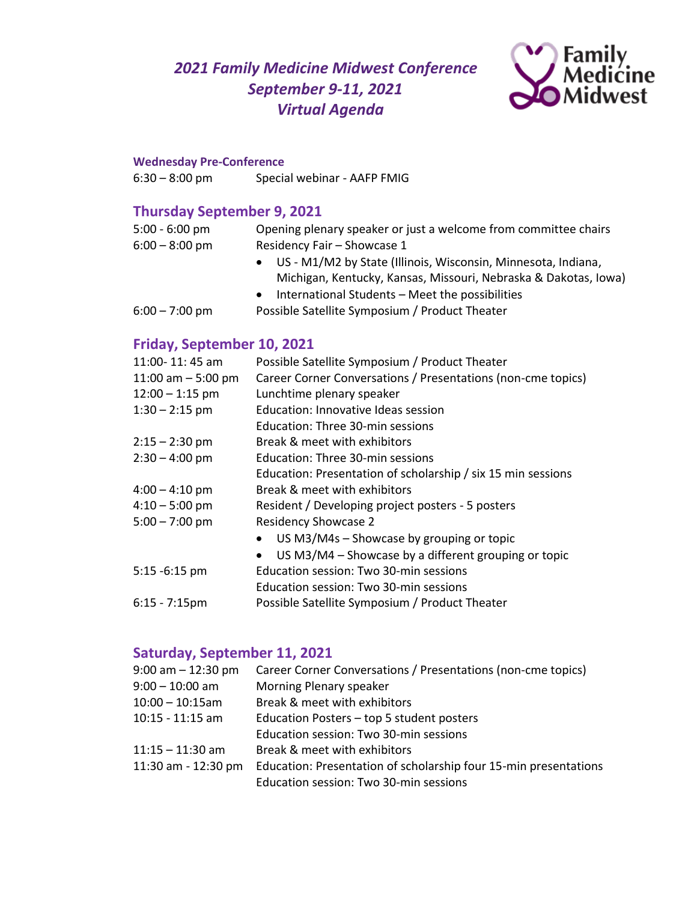# *2021 Family Medicine Midwest Conference*
# *September 9-11, 2021*
# *Virtual Agenda*

Family Medicine Midwest

### Wednesday Pre-Conference

| | |
|---|---|
| 6:30 – 8:00 pm | Special webinar - AAFP FMIG |

## Thursday September 9, 2021

| | |
|---|---|
| 5:00 - 6:00 pm | Opening plenary speaker or just a welcome from committee chairs |
| 6:00 – 8:00 pm | Residency Fair – Showcase 1 • US - M1/M2 by State (Illinois, Wisconsin, Minnesota, Indiana, Michigan, Kentucky, Kansas, Missouri, Nebraska & Dakotas, Iowa) • International Students – Meet the possibilities |
| 6:00 – 7:00 pm | Possible Satellite Symposium / Product Theater |

## Friday, September 10, 2021

| | |
|---|---|
| 11:00- 11: 45 am | Possible Satellite Symposium / Product Theater |
| 11:00 am – 5:00 pm | Career Corner Conversations / Presentations (non-cme topics) |
| 12:00 – 1:15 pm | Lunchtime plenary speaker |
| 1:30 – 2:15 pm | Education: Innovative Ideas session |
| | Education: Three 30-min sessions |
| 2:15 – 2:30 pm | Break & meet with exhibitors |
| 2:30 – 4:00 pm | Education: Three 30-min sessions |
| | Education: Presentation of scholarship / six 15 min sessions |
| 4:00 – 4:10 pm | Break & meet with exhibitors |
| 4:10 – 5:00 pm | Resident / Developing project posters - 5 posters |
| 5:00 – 7:00 pm | Residency Showcase 2 • US M3/M4s – Showcase by grouping or topic • US M3/M4 – Showcase by a different grouping or topic |
| 5:15 -6:15 pm | Education session: Two 30-min sessions |
| | Education session: Two 30-min sessions |
| 6:15 - 7:15pm | Possible Satellite Symposium / Product Theater |

## Saturday, September 11, 2021

| | |
|---|---|
| 9:00 am – 12:30 pm | Career Corner Conversations / Presentations (non-cme topics) |
| 9:00 – 10:00 am | Morning Plenary speaker |
| 10:00 – 10:15am | Break & meet with exhibitors |
| 10:15 - 11:15 am | Education Posters – top 5 student posters |
| | Education session: Two 30-min sessions |
| 11:15 – 11:30 am | Break & meet with exhibitors |
| 11:30 am - 12:30 pm | Education: Presentation of scholarship four 15-min presentations |
| | Education session: Two 30-min sessions |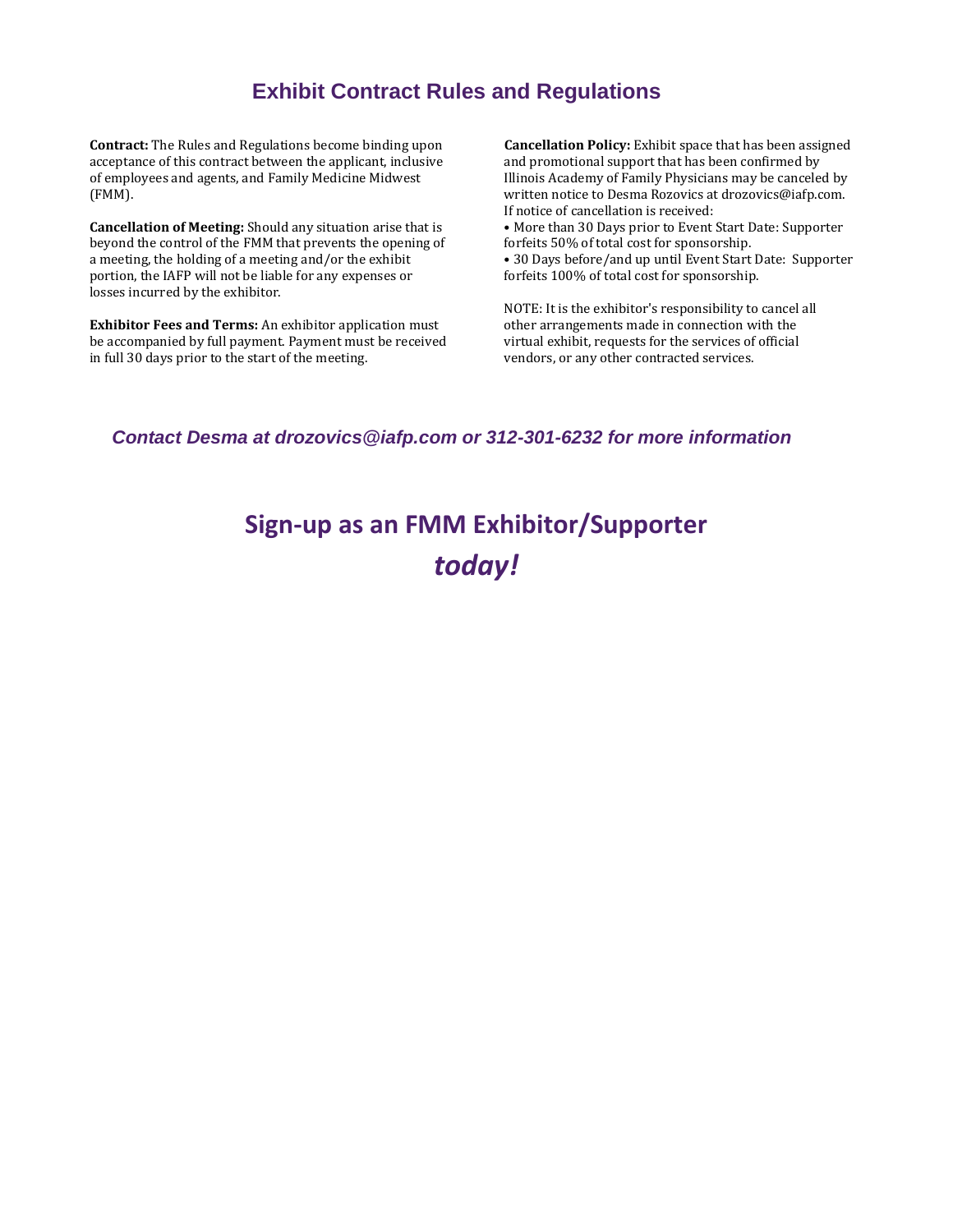# Exhibit Contract Rules and Regulations

**Contract:** The Rules and Regulations become binding upon acceptance of this contract between the applicant, inclusive of employees and agents, and Family Medicine Midwest (FMM).

**Cancellation of Meeting:** Should any situation arise that is beyond the control of the FMM that prevents the opening of a meeting, the holding of a meeting and/or the exhibit portion, the IAFP will not be liable for any expenses or losses incurred by the exhibitor.

**Exhibitor Fees and Terms:** An exhibitor application must be accompanied by full payment. Payment must be received in full 30 days prior to the start of the meeting.

**Cancellation Policy:** Exhibit space that has been assigned and promotional support that has been confirmed by Illinois Academy of Family Physicians may be canceled by written notice to Desma Rozovics at drozovics@iafp.com. If notice of cancellation is received:

- More than 30 Days prior to Event Start Date: Supporter forfeits 50% of total cost for sponsorship.
- 30 Days before/and up until Event Start Date: Supporter forfeits 100% of total cost for sponsorship.

NOTE: It is the exhibitor's responsibility to cancel all other arrangements made in connection with the virtual exhibit, requests for the services of official vendors, or any other contracted services.

***Contact Desma at drozovics@iafp.com or 312-301-6232 for more information***

## Sign-up as an FMM Exhibitor/Supporter *today!*